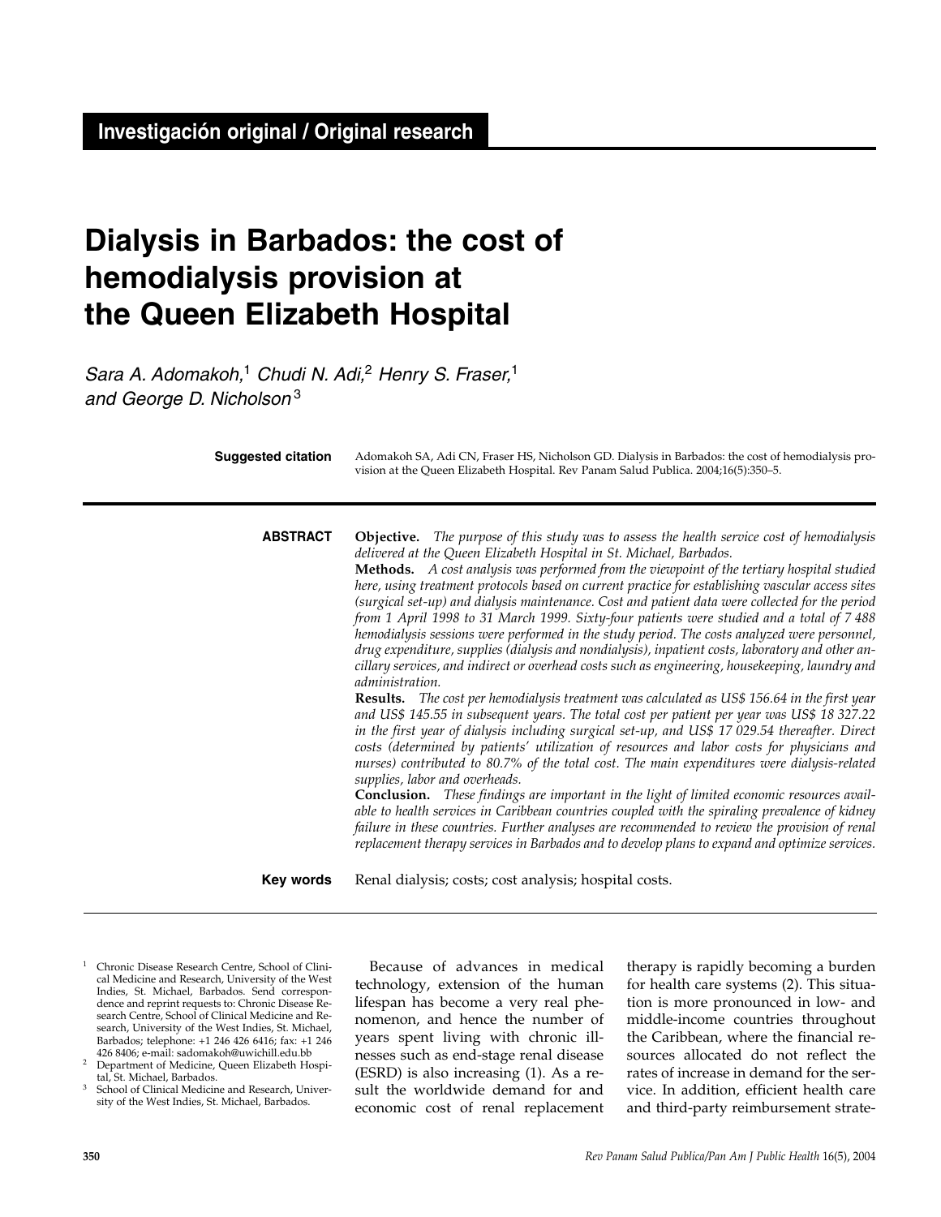Investigación original / Original research

# Dialysis in Barbados: the cost of hemodialysis provision at the Queen Elizabeth Hospital

*Sara A. Adomakoh,*[1] *Chudi N. Adi,*[2] *Henry S. Fraser,*[1] *and George D. Nicholson*[3]

**Suggested citation** Adomakoh SA, Adi CN, Fraser HS, Nicholson GD. Dialysis in Barbados: the cost of hemodialysis provision at the Queen Elizabeth Hospital. Rev Panam Salud Publica. 2004;16(5):350–5.

**ABSTRACT**

**Objective.** *The purpose of this study was to assess the health service cost of hemodialysis delivered at the Queen Elizabeth Hospital in St. Michael, Barbados.*

**Methods.** *A cost analysis was performed from the viewpoint of the tertiary hospital studied here, using treatment protocols based on current practice for establishing vascular access sites (surgical set-up) and dialysis maintenance. Cost and patient data were collected for the period from 1 April 1998 to 31 March 1999. Sixty-four patients were studied and a total of 7 488 hemodialysis sessions were performed in the study period. The costs analyzed were personnel, drug expenditure, supplies (dialysis and nondialysis), inpatient costs, laboratory and other ancillary services, and indirect or overhead costs such as engineering, housekeeping, laundry and administration.*

**Results.** *The cost per hemodialysis treatment was calculated as US$ 156.64 in the first year and US$ 145.55 in subsequent years. The total cost per patient per year was US$ 18 327.22 in the first year of dialysis including surgical set-up, and US$ 17 029.54 thereafter. Direct costs (determined by patients' utilization of resources and labor costs for physicians and nurses) contributed to 80.7% of the total cost. The main expenditures were dialysis-related supplies, labor and overheads.*

**Conclusion.** *These findings are important in the light of limited economic resources available to health services in Caribbean countries coupled with the spiraling prevalence of kidney failure in these countries. Further analyses are recommended to review the provision of renal replacement therapy services in Barbados and to develop plans to expand and optimize services.*

**Key words** Renal dialysis; costs; cost analysis; hospital costs.

---

[1] Chronic Disease Research Centre, School of Clinical Medicine and Research, University of the West Indies, St. Michael, Barbados. Send correspondence and reprint requests to: Chronic Disease Research Centre, School of Clinical Medicine and Research, University of the West Indies, St. Michael, Barbados; telephone: +1 246 426 6416; fax: +1 246 426 8406; e-mail: sadomakoh@uwichill.edu.bb

[2] Department of Medicine, Queen Elizabeth Hospital, St. Michael, Barbados.

[3] School of Clinical Medicine and Research, University of the West Indies, St. Michael, Barbados.

Because of advances in medical technology, extension of the human lifespan has become a very real phenomenon, and hence the number of years spent living with chronic illnesses such as end-stage renal disease (ESRD) is also increasing (1). As a result the worldwide demand for and economic cost of renal replacement therapy is rapidly becoming a burden for health care systems (2). This situation is more pronounced in low- and middle-income countries throughout the Caribbean, where the financial resources allocated do not reflect the rates of increase in demand for the service. In addition, efficient health care and third-party reimbursement strate-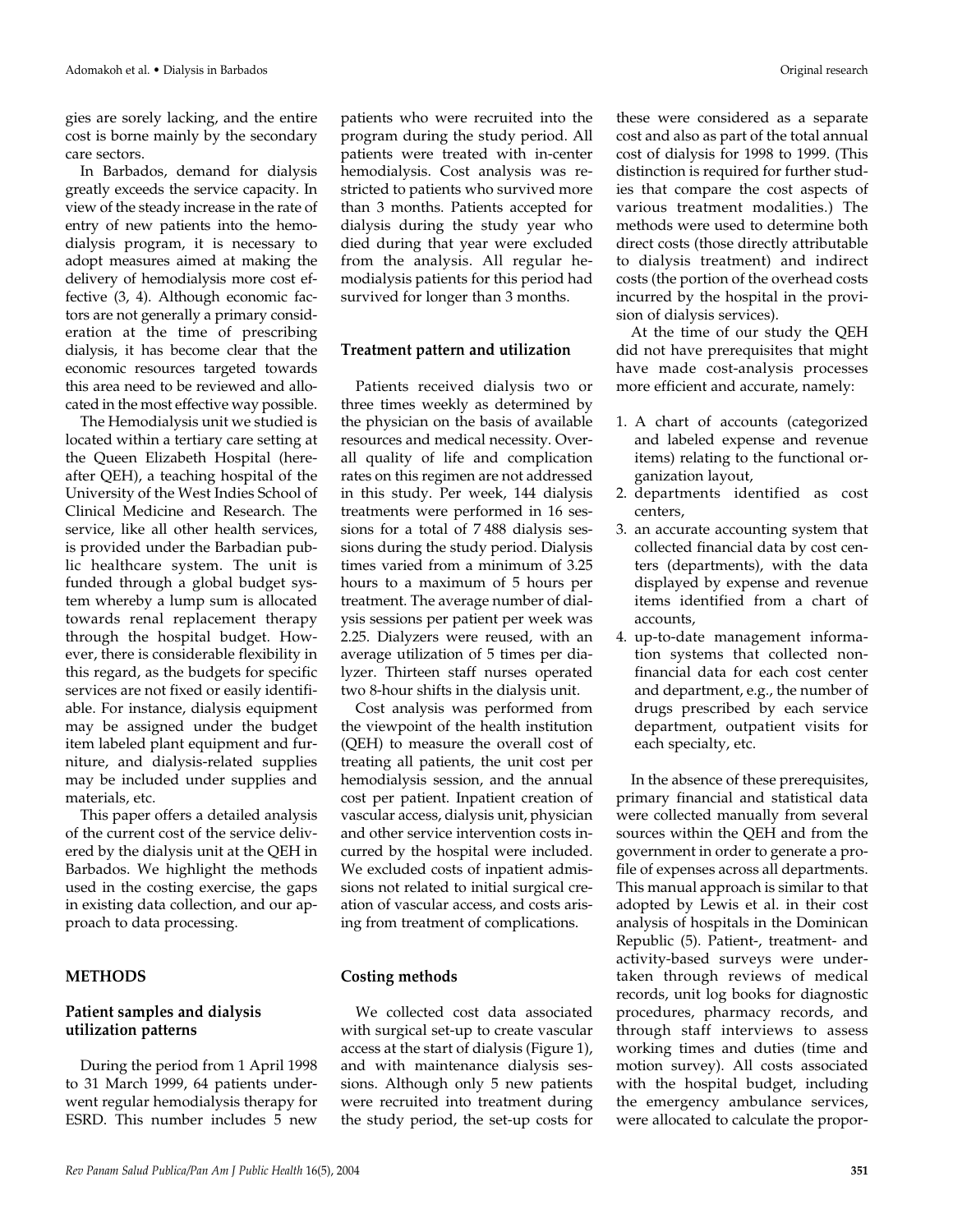gies are sorely lacking, and the entire cost is borne mainly by the secondary care sectors.

In Barbados, demand for dialysis greatly exceeds the service capacity. In view of the steady increase in the rate of entry of new patients into the hemodialysis program, it is necessary to adopt measures aimed at making the delivery of hemodialysis more cost effective (3, 4). Although economic factors are not generally a primary consideration at the time of prescribing dialysis, it has become clear that the economic resources targeted towards this area need to be reviewed and allocated in the most effective way possible.

The Hemodialysis unit we studied is located within a tertiary care setting at the Queen Elizabeth Hospital (hereafter QEH), a teaching hospital of the University of the West Indies School of Clinical Medicine and Research. The service, like all other health services, is provided under the Barbadian public healthcare system. The unit is funded through a global budget system whereby a lump sum is allocated towards renal replacement therapy through the hospital budget. However, there is considerable flexibility in this regard, as the budgets for specific services are not fixed or easily identifiable. For instance, dialysis equipment may be assigned under the budget item labeled plant equipment and furniture, and dialysis-related supplies may be included under supplies and materials, etc.

This paper offers a detailed analysis of the current cost of the service delivered by the dialysis unit at the QEH in Barbados. We highlight the methods used in the costing exercise, the gaps in existing data collection, and our approach to data processing.

## METHODS

### Patient samples and dialysis utilization patterns

During the period from 1 April 1998 to 31 March 1999, 64 patients underwent regular hemodialysis therapy for ESRD. This number includes 5 new patients who were recruited into the program during the study period. All patients were treated with in-center hemodialysis. Cost analysis was restricted to patients who survived more than 3 months. Patients accepted for dialysis during the study year who died during that year were excluded from the analysis. All regular hemodialysis patients for this period had survived for longer than 3 months.

### Treatment pattern and utilization

Patients received dialysis two or three times weekly as determined by the physician on the basis of available resources and medical necessity. Overall quality of life and complication rates on this regimen are not addressed in this study. Per week, 144 dialysis treatments were performed in 16 sessions for a total of 7 488 dialysis sessions during the study period. Dialysis times varied from a minimum of 3.25 hours to a maximum of 5 hours per treatment. The average number of dialysis sessions per patient per week was 2.25. Dialyzers were reused, with an average utilization of 5 times per dialyzer. Thirteen staff nurses operated two 8-hour shifts in the dialysis unit.

Cost analysis was performed from the viewpoint of the health institution (QEH) to measure the overall cost of treating all patients, the unit cost per hemodialysis session, and the annual cost per patient. Inpatient creation of vascular access, dialysis unit, physician and other service intervention costs incurred by the hospital were included. We excluded costs of inpatient admissions not related to initial surgical creation of vascular access, and costs arising from treatment of complications.

### Costing methods

We collected cost data associated with surgical set-up to create vascular access at the start of dialysis (Figure 1), and with maintenance dialysis sessions. Although only 5 new patients were recruited into treatment during the study period, the set-up costs for these were considered as a separate cost and also as part of the total annual cost of dialysis for 1998 to 1999. (This distinction is required for further studies that compare the cost aspects of various treatment modalities.) The methods were used to determine both direct costs (those directly attributable to dialysis treatment) and indirect costs (the portion of the overhead costs incurred by the hospital in the provision of dialysis services).

At the time of our study the QEH did not have prerequisites that might have made cost-analysis processes more efficient and accurate, namely:

1. A chart of accounts (categorized and labeled expense and revenue items) relating to the functional organization layout,
2. departments identified as cost centers,
3. an accurate accounting system that collected financial data by cost centers (departments), with the data displayed by expense and revenue items identified from a chart of accounts,
4. up-to-date management information systems that collected nonfinancial data for each cost center and department, e.g., the number of drugs prescribed by each service department, outpatient visits for each specialty, etc.

In the absence of these prerequisites, primary financial and statistical data were collected manually from several sources within the QEH and from the government in order to generate a profile of expenses across all departments. This manual approach is similar to that adopted by Lewis et al. in their cost analysis of hospitals in the Dominican Republic (5). Patient-, treatment- and activity-based surveys were undertaken through reviews of medical records, unit log books for diagnostic procedures, pharmacy records, and through staff interviews to assess working times and duties (time and motion survey). All costs associated with the hospital budget, including the emergency ambulance services, were allocated to calculate the propor-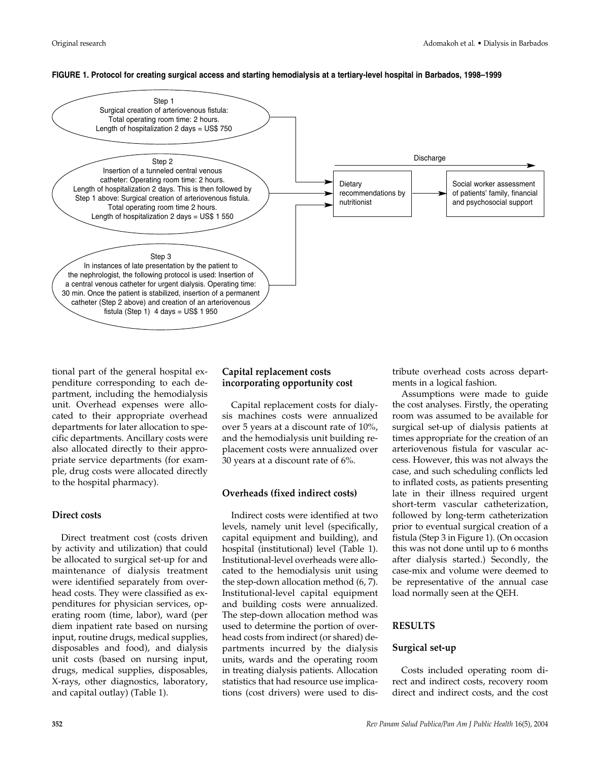**FIGURE 1. Protocol for creating surgical access and starting hemodialysis at a tertiary-level hospital in Barbados, 1998–1999**

Step 1
Surgical creation of arteriovenous fistula:
Total operating room time: 2 hours.
Length of hospitalization 2 days = US$ 750

Step 2
Insertion of a tunneled central venous catheter: Operating room time: 2 hours.
Length of hospitalization 2 days. This is then followed by Step 1 above: Surgical creation of arteriovenous fistula.
Total operating room time 2 hours.
Length of hospitalization 2 days = US$ 1 550

Step 3
In instances of late presentation by the patient to the nephrologist, the following protocol is used: Insertion of a central venous catheter for urgent dialysis. Operating time: 30 min. Once the patient is stabilized, insertion of a permanent catheter (Step 2 above) and creation of an arteriovenous fistula (Step 1) 4 days = US$ 1 950

Dietary recommendations by nutritionist → Social worker assessment of patients' family, financial and psychosocial support

Discharge

tional part of the general hospital expenditure corresponding to each department, including the hemodialysis unit. Overhead expenses were allocated to their appropriate overhead departments for later allocation to specific departments. Ancillary costs were also allocated directly to their appropriate service departments (for example, drug costs were allocated directly to the hospital pharmacy).

### Direct costs

Direct treatment cost (costs driven by activity and utilization) that could be allocated to surgical set-up for and maintenance of dialysis treatment were identified separately from overhead costs. They were classified as expenditures for physician services, operating room (time, labor), ward (per diem inpatient rate based on nursing input, routine drugs, medical supplies, disposables and food), and dialysis unit costs (based on nursing input, drugs, medical supplies, disposables, X-rays, other diagnostics, laboratory, and capital outlay) (Table 1).

### Capital replacement costs incorporating opportunity cost

Capital replacement costs for dialysis machines costs were annualized over 5 years at a discount rate of 10%, and the hemodialysis unit building replacement costs were annualized over 30 years at a discount rate of 6%.

### Overheads (fixed indirect costs)

Indirect costs were identified at two levels, namely unit level (specifically, capital equipment and building), and hospital (institutional) level (Table 1). Institutional-level overheads were allocated to the hemodialysis unit using the step-down allocation method (6, 7). Institutional-level capital equipment and building costs were annualized. The step-down allocation method was used to determine the portion of overhead costs from indirect (or shared) departments incurred by the dialysis units, wards and the operating room in treating dialysis patients. Allocation statistics that had resource use implications (cost drivers) were used to distribute overhead costs across departments in a logical fashion.

Assumptions were made to guide the cost analyses. Firstly, the operating room was assumed to be available for surgical set-up of dialysis patients at times appropriate for the creation of an arteriovenous fistula for vascular access. However, this was not always the case, and such scheduling conflicts led to inflated costs, as patients presenting late in their illness required urgent short-term vascular catheterization, followed by long-term catheterization prior to eventual surgical creation of a fistula (Step 3 in Figure 1). (On occasion this was not done until up to 6 months after dialysis started.) Secondly, the case-mix and volume were deemed to be representative of the annual case load normally seen at the QEH.

## RESULTS

### Surgical set-up

Costs included operating room direct and indirect costs, recovery room direct and indirect costs, and the cost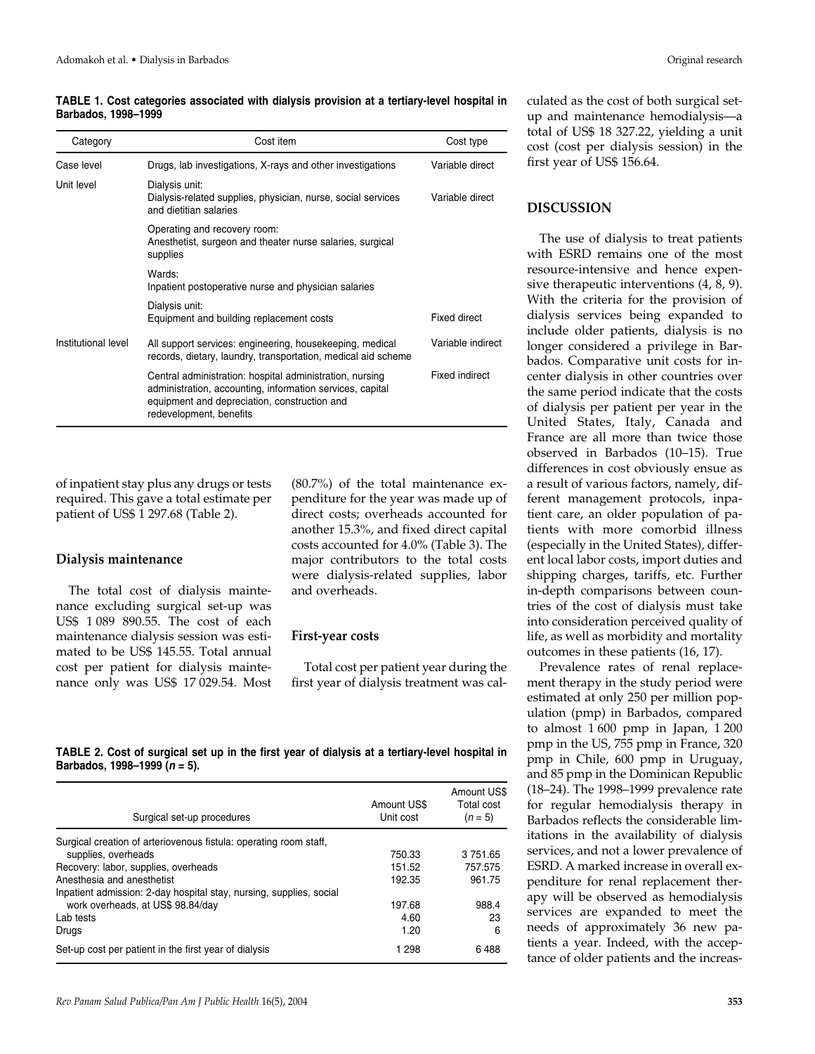TABLE 1. Cost categories associated with dialysis provision at a tertiary-level hospital in Barbados, 1998–1999

| Category | Cost item | Cost type |
|---|---|---|
| Case level | Drugs, lab investigations, X-rays and other investigations | Variable direct |
| Unit level | Dialysis unit: Dialysis-related supplies, physician, nurse, social services and dietitian salaries | Variable direct |
| | Operating and recovery room: Anesthetist, surgeon and theater nurse salaries, surgical supplies | |
| | Wards: Inpatient postoperative nurse and physician salaries | |
| | Dialysis unit: Equipment and building replacement costs | Fixed direct |
| Institutional level | All support services: engineering, housekeeping, medical records, dietary, laundry, transportation, medical aid scheme | Variable indirect |
| | Central administration: hospital administration, nursing administration, accounting, information services, capital equipment and depreciation, construction and redevelopment, benefits | Fixed indirect |

of inpatient stay plus any drugs or tests required. This gave a total estimate per patient of US$ 1 297.68 (Table 2).

### Dialysis maintenance

The total cost of dialysis maintenance excluding surgical set-up was US$ 1 089 890.55. The cost of each maintenance dialysis session was estimated to be US$ 145.55. Total annual cost per patient for dialysis maintenance only was US$ 17 029.54. Most (80.7%) of the total maintenance expenditure for the year was made up of direct costs; overheads accounted for another 15.3%, and fixed direct capital costs accounted for 4.0% (Table 3). The major contributors to the total costs were dialysis-related supplies, labor and overheads.

### First-year costs

Total cost per patient year during the first year of dialysis treatment was calculated as the cost of both surgical set-up and maintenance hemodialysis—a total of US$ 18 327.22, yielding a unit cost (cost per dialysis session) in the first year of US$ 156.64.

TABLE 2. Cost of surgical set up in the first year of dialysis at a tertiary-level hospital in Barbados, 1998–1999 (*n* = 5).

| Surgical set-up procedures | Amount US$ Unit cost | Amount US$ Total cost ($n = 5$) |
|---|---|---|
| Surgical creation of arteriovenous fistula: operating room staff, supplies, overheads | 750.33 | 3 751.65 |
| Recovery: labor, supplies, overheads | 151.52 | 757.575 |
| Anesthesia and anesthetist | 192.35 | 961.75 |
| Inpatient admission: 2-day hospital stay, nursing, supplies, social work overheads, at US$ 98.84/day | 197.68 | 988.4 |
| Lab tests | 4.60 | 23 |
| Drugs | 1.20 | 6 |
| Set-up cost per patient in the first year of dialysis | 1 298 | 6 488 |

## DISCUSSION

The use of dialysis to treat patients with ESRD remains one of the most resource-intensive and hence expensive therapeutic interventions (4, 8, 9). With the criteria for the provision of dialysis services being expanded to include older patients, dialysis is no longer considered a privilege in Barbados. Comparative unit costs for in-center dialysis in other countries over the same period indicate that the costs of dialysis per patient per year in the United States, Italy, Canada and France are all more than twice those observed in Barbados (10–15). True differences in cost obviously ensue as a result of various factors, namely, different management protocols, inpatient care, an older population of patients with more comorbid illness (especially in the United States), different local labor costs, import duties and shipping charges, tariffs, etc. Further in-depth comparisons between countries of the cost of dialysis must take into consideration perceived quality of life, as well as morbidity and mortality outcomes in these patients (16, 17).

Prevalence rates of renal replacement therapy in the study period were estimated at only 250 per million population (pmp) in Barbados, compared to almost 1 600 pmp in Japan, 1 200 pmp in the US, 755 pmp in France, 320 pmp in Chile, 600 pmp in Uruguay, and 85 pmp in the Dominican Republic (18–24). The 1998–1999 prevalence rate for regular hemodialysis therapy in Barbados reflects the considerable limitations in the availability of dialysis services, and not a lower prevalence of ESRD. A marked increase in overall expenditure for renal replacement therapy will be observed as hemodialysis services are expanded to meet the needs of approximately 36 new patients a year. Indeed, with the acceptance of older patients and the increas-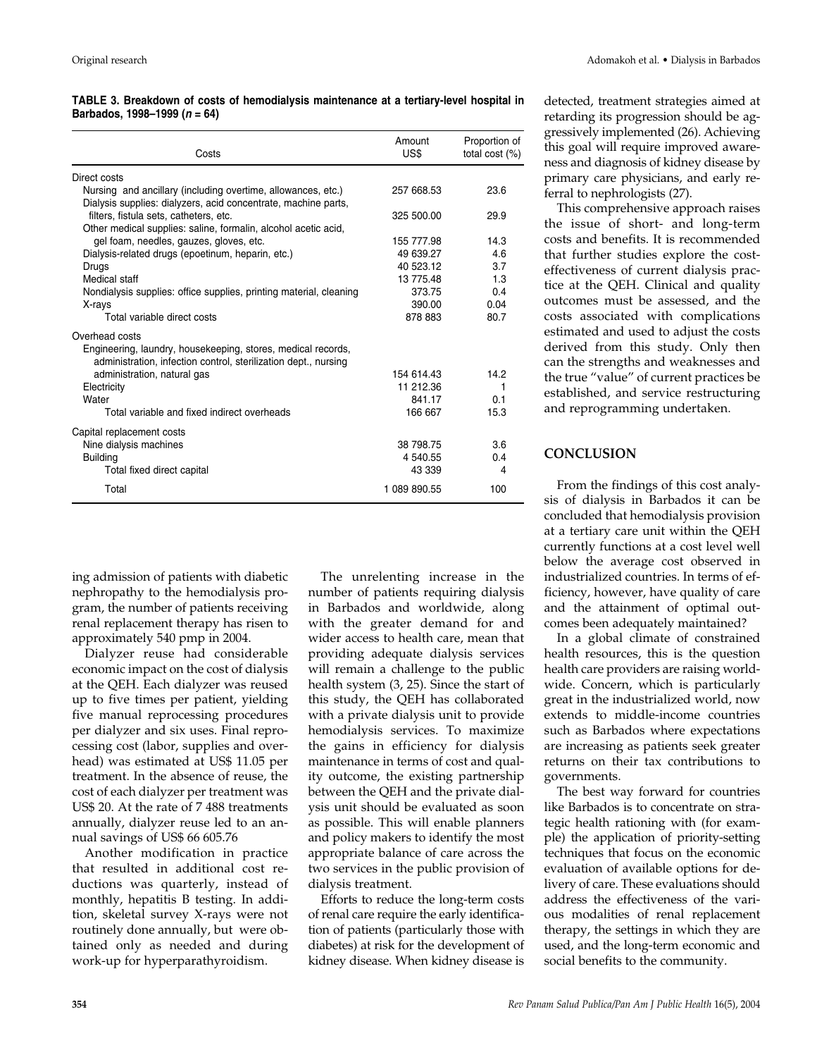**TABLE 3. Breakdown of costs of hemodialysis maintenance at a tertiary-level hospital in Barbados, 1998–1999 (*n* = 64)**

| Costs | Amount US$ | Proportion of total cost (%) |
|---|---|---|
| Direct costs | | |
| Nursing and ancillary (including overtime, allowances, etc.) | 257 668.53 | 23.6 |
| Dialysis supplies: dialyzers, acid concentrate, machine parts, filters, fistula sets, catheters, etc. | 325 500.00 | 29.9 |
| Other medical supplies: saline, formalin, alcohol acetic acid, gel foam, needles, gauzes, gloves, etc. | 155 777.98 | 14.3 |
| Dialysis-related drugs (epoetinum, heparin, etc.) | 49 639.27 | 4.6 |
| Drugs | 40 523.12 | 3.7 |
| Medical staff | 13 775.48 | 1.3 |
| Nondialysis supplies: office supplies, printing material, cleaning | 373.75 | 0.4 |
| X-rays | 390.00 | 0.04 |
| Total variable direct costs | 878 883 | 80.7 |
| Overhead costs | | |
| Engineering, laundry, housekeeping, stores, medical records, administration, infection control, sterilization dept., nursing administration, natural gas | 154 614.43 | 14.2 |
| Electricity | 11 212.36 | 1 |
| Water | 841.17 | 0.1 |
| Total variable and fixed indirect overheads | 166 667 | 15.3 |
| Capital replacement costs | | |
| Nine dialysis machines | 38 798.75 | 3.6 |
| Building | 4 540.55 | 0.4 |
| Total fixed direct capital | 43 339 | 4 |
| Total | 1 089 890.55 | 100 |

ing admission of patients with diabetic nephropathy to the hemodialysis program, the number of patients receiving renal replacement therapy has risen to approximately 540 pmp in 2004.

Dialyzer reuse had considerable economic impact on the cost of dialysis at the QEH. Each dialyzer was reused up to five times per patient, yielding five manual reprocessing procedures per dialyzer and six uses. Final reprocessing cost (labor, supplies and overhead) was estimated at US$ 11.05 per treatment. In the absence of reuse, the cost of each dialyzer per treatment was US$ 20. At the rate of 7 488 treatments annually, dialyzer reuse led to an annual savings of US$ 66 605.76

Another modification in practice that resulted in additional cost reductions was quarterly, instead of monthly, hepatitis B testing. In addition, skeletal survey X-rays were not routinely done annually, but were obtained only as needed and during work-up for hyperparathyroidism.

The unrelenting increase in the number of patients requiring dialysis in Barbados and worldwide, along with the greater demand for and wider access to health care, mean that providing adequate dialysis services will remain a challenge to the public health system (3, 25). Since the start of this study, the QEH has collaborated with a private dialysis unit to provide hemodialysis services. To maximize the gains in efficiency for dialysis maintenance in terms of cost and quality outcome, the existing partnership between the QEH and the private dialysis unit should be evaluated as soon as possible. This will enable planners and policy makers to identify the most appropriate balance of care across the two services in the public provision of dialysis treatment.

Efforts to reduce the long-term costs of renal care require the early identification of patients (particularly those with diabetes) at risk for the development of kidney disease. When kidney disease is detected, treatment strategies aimed at retarding its progression should be aggressively implemented (26). Achieving this goal will require improved awareness and diagnosis of kidney disease by primary care physicians, and early referral to nephrologists (27).

This comprehensive approach raises the issue of short- and long-term costs and benefits. It is recommended that further studies explore the cost-effectiveness of current dialysis practice at the QEH. Clinical and quality outcomes must be assessed, and the costs associated with complications estimated and used to adjust the costs derived from this study. Only then can the strengths and weaknesses and the true "value" of current practices be established, and service restructuring and reprogramming undertaken.

## CONCLUSION

From the findings of this cost analysis of dialysis in Barbados it can be concluded that hemodialysis provision at a tertiary care unit within the QEH currently functions at a cost level well below the average cost observed in industrialized countries. In terms of efficiency, however, have quality of care and the attainment of optimal outcomes been adequately maintained?

In a global climate of constrained health resources, this is the question health care providers are raising worldwide. Concern, which is particularly great in the industrialized world, now extends to middle-income countries such as Barbados where expectations are increasing as patients seek greater returns on their tax contributions to governments.

The best way forward for countries like Barbados is to concentrate on strategic health rationing with (for example) the application of priority-setting techniques that focus on the economic evaluation of available options for delivery of care. These evaluations should address the effectiveness of the various modalities of renal replacement therapy, the settings in which they are used, and the long-term economic and social benefits to the community.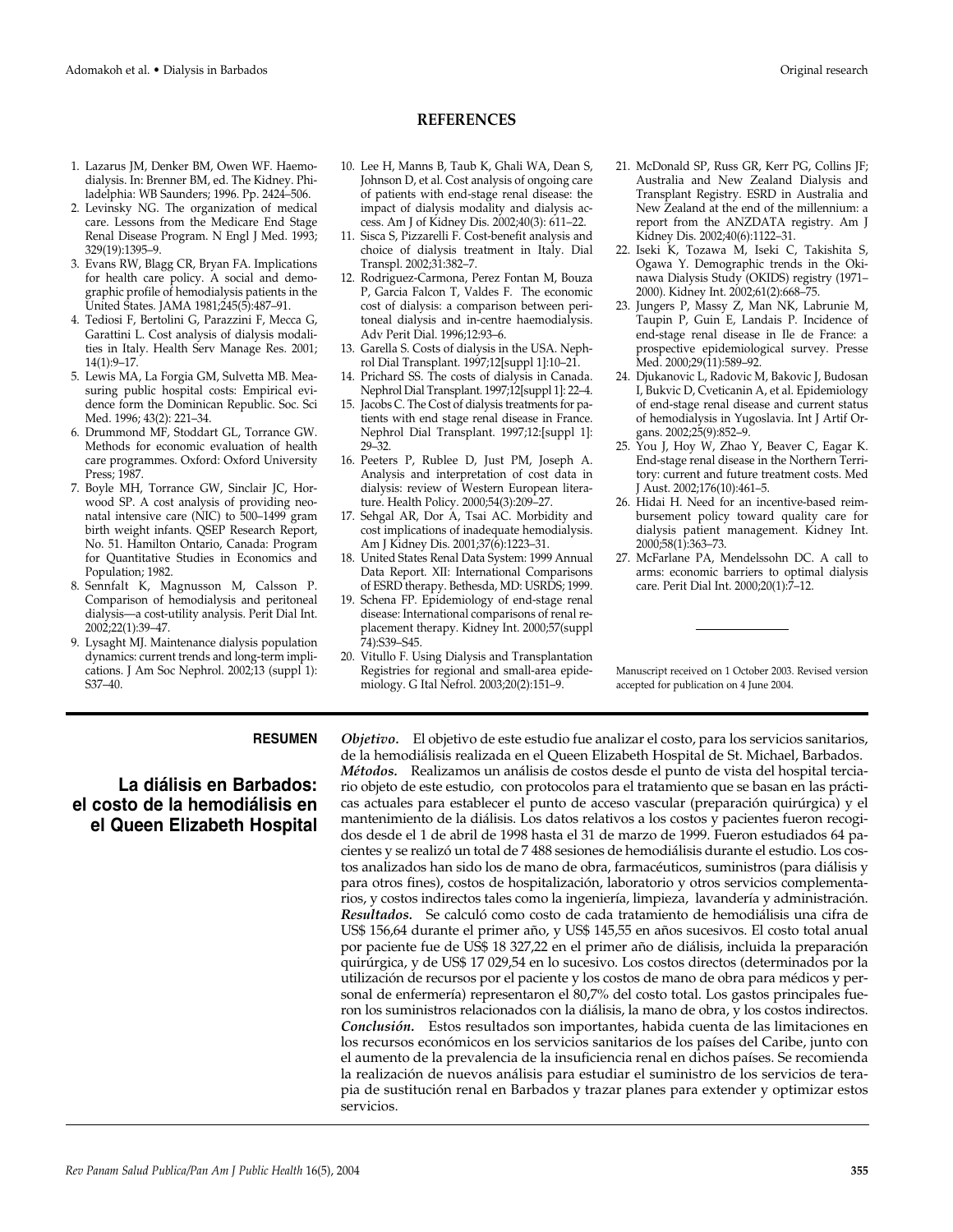## REFERENCES

1. Lazarus JM, Denker BM, Owen WF. Haemodialysis. In: Brenner BM, ed. The Kidney. Philadelphia: WB Saunders; 1996. Pp. 2424–506.
2. Levinsky NG. The organization of medical care. Lessons from the Medicare End Stage Renal Disease Program. N Engl J Med. 1993; 329(19):1395–9.
3. Evans RW, Blagg CR, Bryan FA. Implications for health care policy. A social and demographic profile of hemodialysis patients in the United States. JAMA 1981;245(5):487–91.
4. Tediosi F, Bertolini G, Parazzini F, Mecca G, Garattini L. Cost analysis of dialysis modalities in Italy. Health Serv Manage Res. 2001; 14(1):9–17.
5. Lewis MA, La Forgia GM, Sulvetta MB. Measuring public hospital costs: Empirical evidence form the Dominican Republic. Soc. Sci Med. 1996; 43(2): 221–34.
6. Drummond MF, Stoddart GL, Torrance GW. Methods for economic evaluation of health care programmes. Oxford: Oxford University Press; 1987.
7. Boyle MH, Torrance GW, Sinclair JC, Horwood SP. A cost analysis of providing neonatal intensive care (NIC) to 500–1499 gram birth weight infants. QSEP Research Report, No. 51. Hamilton Ontario, Canada: Program for Quantitative Studies in Economics and Population; 1982.
8. Sennfalt K, Magnusson M, Calsson P. Comparison of hemodialysis and peritoneal dialysis—a cost-utility analysis. Perit Dial Int. 2002;22(1):39–47.
9. Lysaght MJ. Maintenance dialysis population dynamics: current trends and long-term implications. J Am Soc Nephrol. 2002;13 (suppl 1): S37–40.
10. Lee H, Manns B, Taub K, Ghali WA, Dean S, Johnson D, et al. Cost analysis of ongoing care of patients with end-stage renal disease: the impact of dialysis modality and dialysis access. Am J of Kidney Dis. 2002;40(3): 611–22.
11. Sisca S, Pizzarelli F. Cost-benefit analysis and choice of dialysis treatment in Italy. Dial Transpl. 2002;31:382–7.
12. Rodriguez-Carmona, Perez Fontan M, Bouza P, Garcia Falcon T, Valdes F. The economic cost of dialysis: a comparison between peritoneal dialysis and in-centre haemodialysis. Adv Perit Dial. 1996;12:93–6.
13. Garella S. Costs of dialysis in the USA. Nephrol Dial Transplant. 1997;12[suppl 1]:10–21.
14. Prichard SS. The costs of dialysis in Canada. Nephrol Dial Transplant. 1997;12[suppl 1]: 22–4.
15. Jacobs C. The Cost of dialysis treatments for patients with end stage renal disease in France. Nephrol Dial Transplant. 1997;12:[suppl 1]: 29–32.
16. Peeters P, Rublee D, Just PM, Joseph A. Analysis and interpretation of cost data in dialysis: review of Western European literature. Health Policy. 2000;54(3):209–27.
17. Sehgal AR, Dor A, Tsai AC. Morbidity and cost implications of inadequate hemodialysis. Am J Kidney Dis. 2001;37(6):1223–31.
18. United States Renal Data System: 1999 Annual Data Report. XII: International Comparisons of ESRD therapy. Bethesda, MD: USRDS; 1999.
19. Schena FP. Epidemiology of end-stage renal disease: International comparisons of renal replacement therapy. Kidney Int. 2000;57(suppl 74):S39–S45.
20. Vitullo F. Using Dialysis and Transplantation Registries for regional and small-area epidemiology. G Ital Nefrol. 2003;20(2):151–9.
21. McDonald SP, Russ GR, Kerr PG, Collins JF; Australia and New Zealand Dialysis and Transplant Registry. ESRD in Australia and New Zealand at the end of the millennium: a report from the ANZDATA registry. Am J Kidney Dis. 2002;40(6):1122–31.
22. Iseki K, Tozawa M, Iseki C, Takishita S, Ogawa Y. Demographic trends in the Okinawa Dialysis Study (OKIDS) registry (1971–2000). Kidney Int. 2002;61(2):668–75.
23. Jungers P, Massy Z, Man NK, Labrunie M, Taupin P, Guin E, Landais P. Incidence of end-stage renal disease in Ile de France: a prospective epidemiological survey. Presse Med. 2000;29(11):589–92.
24. Djukanovic L, Radovic M, Bakovic J, Budosan I, Bukvic D, Cveticanin A, et al. Epidemiology of end-stage renal disease and current status of hemodialysis in Yugoslavia. Int J Artif Organs. 2002;25(9):852–9.
25. You J, Hoy W, Zhao Y, Beaver C, Eagar K. End-stage renal disease in the Northern Territory: current and future treatment costs. Med J Aust. 2002;176(10):461–5.
26. Hidai H. Need for an incentive-based reimbursement policy toward quality care for dialysis patient management. Kidney Int. 2000;58(1):363–73.
27. McFarlane PA, Mendelssohn DC. A call to arms: economic barriers to optimal dialysis care. Perit Dial Int. 2000;20(1):7–12.

Manuscript received on 1 October 2003. Revised version accepted for publication on 4 June 2004.

---

**RESUMEN**

## La diálisis en Barbados: el costo de la hemodiálisis en el Queen Elizabeth Hospital

***Objetivo.*** El objetivo de este estudio fue analizar el costo, para los servicios sanitarios, de la hemodiálisis realizada en el Queen Elizabeth Hospital de St. Michael, Barbados.

***Métodos.*** Realizamos un análisis de costos desde el punto de vista del hospital terciario objeto de este estudio, con protocolos para el tratamiento que se basan en las prácticas actuales para establecer el punto de acceso vascular (preparación quirúrgica) y el mantenimiento de la diálisis. Los datos relativos a los costos y pacientes fueron recogidos desde el 1 de abril de 1998 hasta el 31 de marzo de 1999. Fueron estudiados 64 pacientes y se realizó un total de 7 488 sesiones de hemodiálisis durante el estudio. Los costos analizados han sido los de mano de obra, farmacéuticos, suministros (para diálisis y para otros fines), costos de hospitalización, laboratorio y otros servicios complementarios, y costos indirectos tales como la ingeniería, limpieza, lavandería y administración.

***Resultados.*** Se calculó como costo de cada tratamiento de hemodiálisis una cifra de US$ 156,64 durante el primer año, y US$ 145,55 en años sucesivos. El costo total anual por paciente fue de US$ 18 327,22 en el primer año de diálisis, incluida la preparación quirúrgica, y de US$ 17 029,54 en lo sucesivo. Los costos directos (determinados por la utilización de recursos por el paciente y los costos de mano de obra para médicos y personal de enfermería) representaron el 80,7% del costo total. Los gastos principales fueron los suministros relacionados con la diálisis, la mano de obra, y los costos indirectos.

***Conclusión.*** Estos resultados son importantes, habida cuenta de las limitaciones en los recursos económicos en los servicios sanitarios de los países del Caribe, junto con el aumento de la prevalencia de la insuficiencia renal en dichos países. Se recomienda la realización de nuevos análisis para estudiar el suministro de los servicios de terapia de sustitución renal en Barbados y trazar planes para extender y optimizar estos servicios.